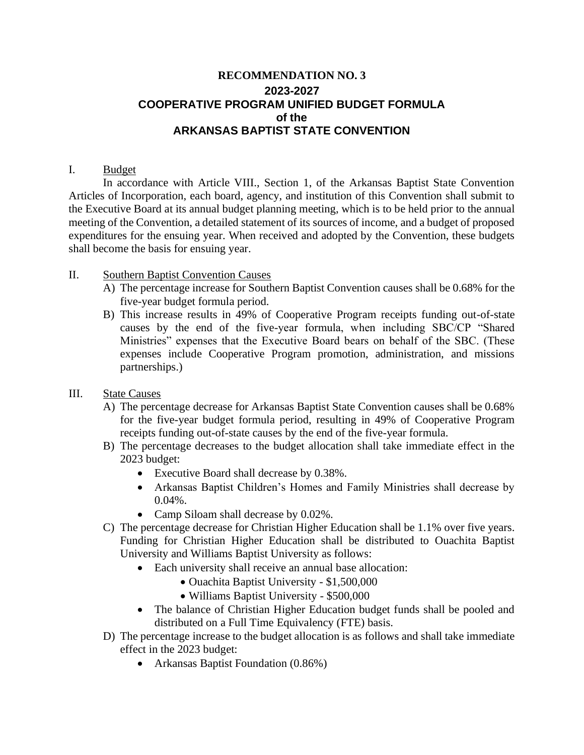# RECOMMENDATION NO. 3
# 2023-2027
# COOPERATIVE PROGRAM UNIFIED BUDGET FORMULA
# of the
# ARKANSAS BAPTIST STATE CONVENTION

I. Budget

In accordance with Article VIII., Section 1, of the Arkansas Baptist State Convention Articles of Incorporation, each board, agency, and institution of this Convention shall submit to the Executive Board at its annual budget planning meeting, which is to be held prior to the annual meeting of the Convention, a detailed statement of its sources of income, and a budget of proposed expenditures for the ensuing year. When received and adopted by the Convention, these budgets shall become the basis for ensuing year.

II. Southern Baptist Convention Causes

A) The percentage increase for Southern Baptist Convention causes shall be 0.68% for the five-year budget formula period.

B) This increase results in 49% of Cooperative Program receipts funding out-of-state causes by the end of the five-year formula, when including SBC/CP "Shared Ministries" expenses that the Executive Board bears on behalf of the SBC. (These expenses include Cooperative Program promotion, administration, and missions partnerships.)

III. State Causes

A) The percentage decrease for Arkansas Baptist State Convention causes shall be 0.68% for the five-year budget formula period, resulting in 49% of Cooperative Program receipts funding out-of-state causes by the end of the five-year formula.

B) The percentage decreases to the budget allocation shall take immediate effect in the 2023 budget:
- Executive Board shall decrease by 0.38%.
- Arkansas Baptist Children's Homes and Family Ministries shall decrease by 0.04%.
- Camp Siloam shall decrease by 0.02%.

C) The percentage decrease for Christian Higher Education shall be 1.1% over five years. Funding for Christian Higher Education shall be distributed to Ouachita Baptist University and Williams Baptist University as follows:
- Each university shall receive an annual base allocation:
  - Ouachita Baptist University - $1,500,000
  - Williams Baptist University - $500,000
- The balance of Christian Higher Education budget funds shall be pooled and distributed on a Full Time Equivalency (FTE) basis.

D) The percentage increase to the budget allocation is as follows and shall take immediate effect in the 2023 budget:
- Arkansas Baptist Foundation (0.86%)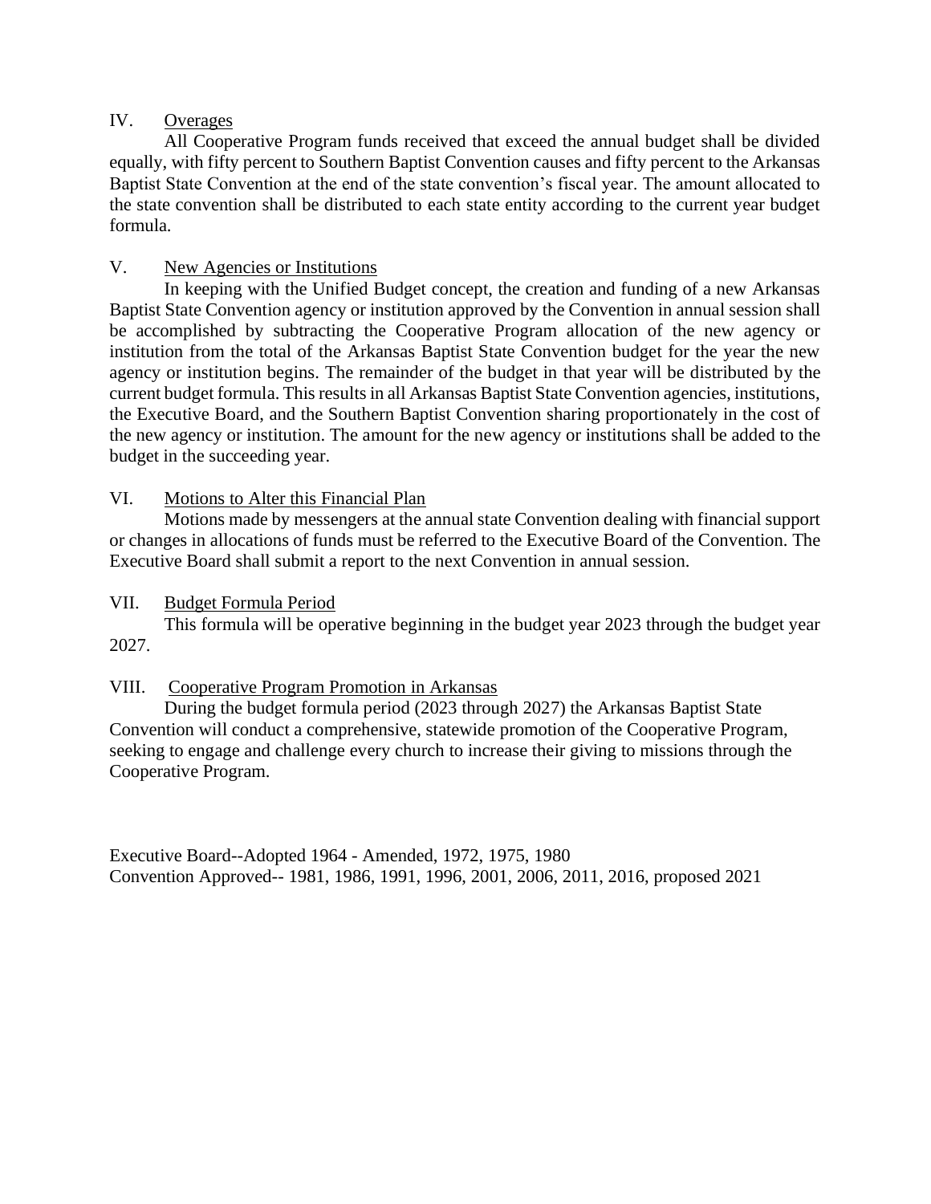## IV. Overages

All Cooperative Program funds received that exceed the annual budget shall be divided equally, with fifty percent to Southern Baptist Convention causes and fifty percent to the Arkansas Baptist State Convention at the end of the state convention's fiscal year. The amount allocated to the state convention shall be distributed to each state entity according to the current year budget formula.

## V. New Agencies or Institutions

In keeping with the Unified Budget concept, the creation and funding of a new Arkansas Baptist State Convention agency or institution approved by the Convention in annual session shall be accomplished by subtracting the Cooperative Program allocation of the new agency or institution from the total of the Arkansas Baptist State Convention budget for the year the new agency or institution begins. The remainder of the budget in that year will be distributed by the current budget formula. This results in all Arkansas Baptist State Convention agencies, institutions, the Executive Board, and the Southern Baptist Convention sharing proportionately in the cost of the new agency or institution. The amount for the new agency or institutions shall be added to the budget in the succeeding year.

## VI. Motions to Alter this Financial Plan

Motions made by messengers at the annual state Convention dealing with financial support or changes in allocations of funds must be referred to the Executive Board of the Convention. The Executive Board shall submit a report to the next Convention in annual session.

## VII. Budget Formula Period

This formula will be operative beginning in the budget year 2023 through the budget year 2027.

## VIII. Cooperative Program Promotion in Arkansas

During the budget formula period (2023 through 2027) the Arkansas Baptist State Convention will conduct a comprehensive, statewide promotion of the Cooperative Program, seeking to engage and challenge every church to increase their giving to missions through the Cooperative Program.

Executive Board--Adopted 1964 - Amended, 1972, 1975, 1980
Convention Approved-- 1981, 1986, 1991, 1996, 2001, 2006, 2011, 2016, proposed 2021